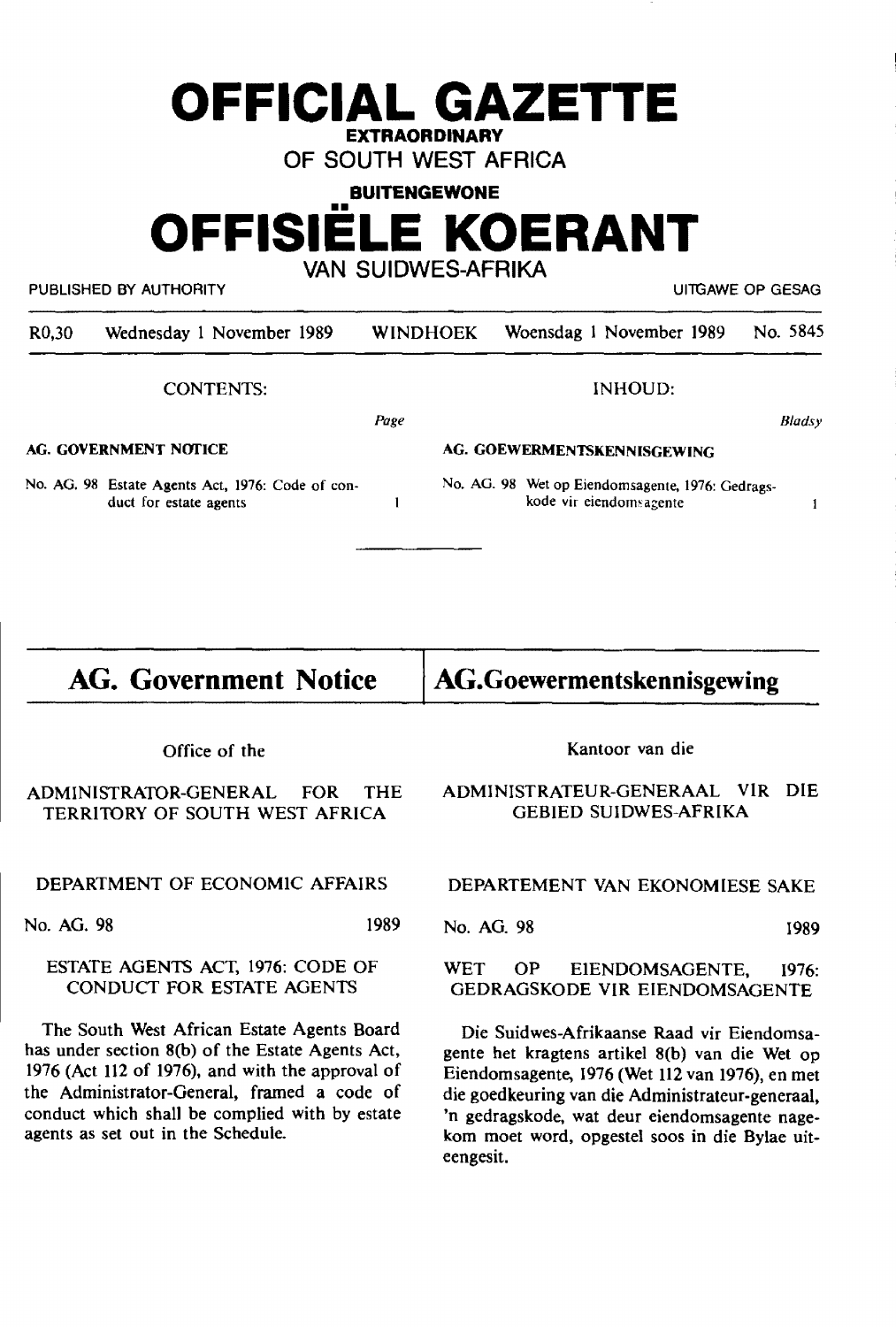# OFFICIAL GAZETTE

**EXTRAORDINARY**

OF SOUTH WEST AFRICA

**BUITENGEWONE**

# OFFISIËLE KOERANT

VAN SUIDWES-AFRIKA

PUBLISHED BY AUTHORITY — UITGAWE OP GESAG

R0,30 | Wednesday 1 November 1989 | WINDHOEK | Woensdag 1 November 1989 | No. 5845

## CONTENTS:

**AG. GOVERNMENT NOTICE** — *Page*

No. AG. 98 Estate Agents Act, 1976: Code of conduct for estate agents — 1

## INHOUD:

**AG. GOEWERMENTSKENNISGEWING** — *Bladsy*

No. AG. 98 Wet op Eiendomsagente, 1976: Gedragskode vir eiendomsagente — 1

---

## AG. Government Notice

Office of the

ADMINISTRATOR-GENERAL FOR THE TERRITORY OF SOUTH WEST AFRICA

DEPARTMENT OF ECONOMIC AFFAIRS

No. AG. 98 — 1989

ESTATE AGENTS ACT, 1976: CODE OF CONDUCT FOR ESTATE AGENTS

The South West African Estate Agents Board has under section 8(b) of the Estate Agents Act, 1976 (Act 112 of 1976), and with the approval of the Administrator-General, framed a code of conduct which shall be complied with by estate agents as set out in the Schedule.

## AG. Goewermentskennisgewing

Kantoor van die

ADMINISTRATEUR-GENERAAL VIR DIE GEBIED SUIDWES-AFRIKA

DEPARTEMENT VAN EKONOMIESE SAKE

No. AG. 98 — 1989

WET OP EIENDOMSAGENTE, 1976: GEDRAGSKODE VIR EIENDOMSAGENTE

Die Suidwes-Afrikaanse Raad vir Eiendomsagente het kragtens artikel 8(b) van die Wet op Eiendomsagente, 1976 (Wet 112 van 1976), en met die goedkeuring van die Administrateur-generaal, 'n gedragskode, wat deur eiendomsagente nagekom moet word, opgestel soos in die Bylae uiteengesit.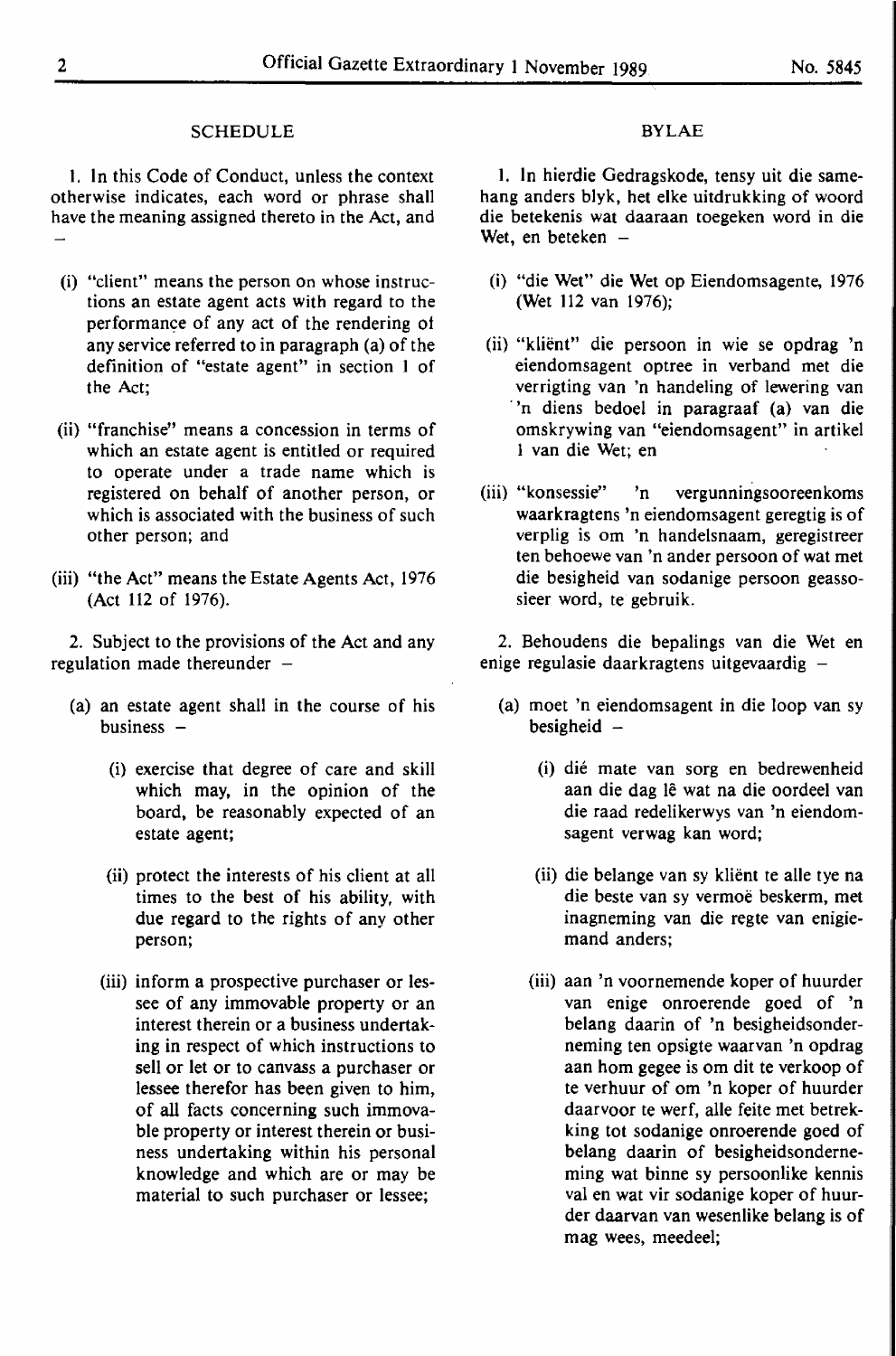## SCHEDULE

1. In this Code of Conduct, unless the context otherwise indicates, each word or phrase shall have the meaning assigned thereto in the Act, and –

(i) "client" means the person on whose instructions an estate agent acts with regard to the performance of any act of the rendering of any service referred to in paragraph (a) of the definition of "estate agent" in section 1 of the Act;

(ii) "franchise" means a concession in terms of which an estate agent is entitled or required to operate under a trade name which is registered on behalf of another person, or which is associated with the business of such other person; and

(iii) "the Act" means the Estate Agents Act, 1976 (Act 112 of 1976).

2. Subject to the provisions of the Act and any regulation made thereunder –

(a) an estate agent shall in the course of his business –

(i) exercise that degree of care and skill which may, in the opinion of the board, be reasonably expected of an estate agent;

(ii) protect the interests of his client at all times to the best of his ability, with due regard to the rights of any other person;

(iii) inform a prospective purchaser or lessee of any immovable property or an interest therein or a business undertaking in respect of which instructions to sell or let or to canvass a purchaser or lessee therefor has been given to him, of all facts concerning such immovable property or interest therein or business undertaking within his personal knowledge and which are or may be material to such purchaser or lessee;

## BYLAE

1. In hierdie Gedragskode, tensy uit die samehang anders blyk, het elke uitdrukking of woord die betekenis wat daaraan toegeken word in die Wet, en beteken –

(i) "die Wet" die Wet op Eiendomsagente, 1976 (Wet 112 van 1976);

(ii) "kliënt" die persoon in wie se opdrag 'n eiendomsagent optree in verband met die verrigting van 'n handeling of lewering van 'n diens bedoel in paragraaf (a) van die omskrywing van "eiendomsagent" in artikel 1 van die Wet; en

(iii) "konsessie" 'n vergunningsooreenkoms waarkragtens 'n eiendomsagent geregtig is of verplig is om 'n handelsnaam, geregistreer ten behoewe van 'n ander persoon of wat met die besigheid van sodanige persoon geassosieer word, te gebruik.

2. Behoudens die bepalings van die Wet en enige regulasie daarkragtens uitgevaardig –

(a) moet 'n eiendomsagent in die loop van sy besigheid –

(i) dié mate van sorg en bedrewenheid aan die dag lê wat na die oordeel van die raad redelikerwys van 'n eiendomsagent verwag kan word;

(ii) die belange van sy kliënt te alle tye na die beste van sy vermoë beskerm, met inagneming van die regte van enigiemand anders;

(iii) aan 'n voornemende koper of huurder van enige onroerende goed of 'n belang daarin of 'n besigheidsonderneming ten opsigte waarvan 'n opdrag aan hom gegee is om dit te verkoop of te verhuur of om 'n koper of huurder daarvoor te werf, alle feite met betrekking tot sodanige onroerende goed of belang daarin of besigheidsonderneming wat binne sy persoonlike kennis val en wat vir sodanige koper of huurder daarvan van wesenlike belang is of mag wees, meedeel;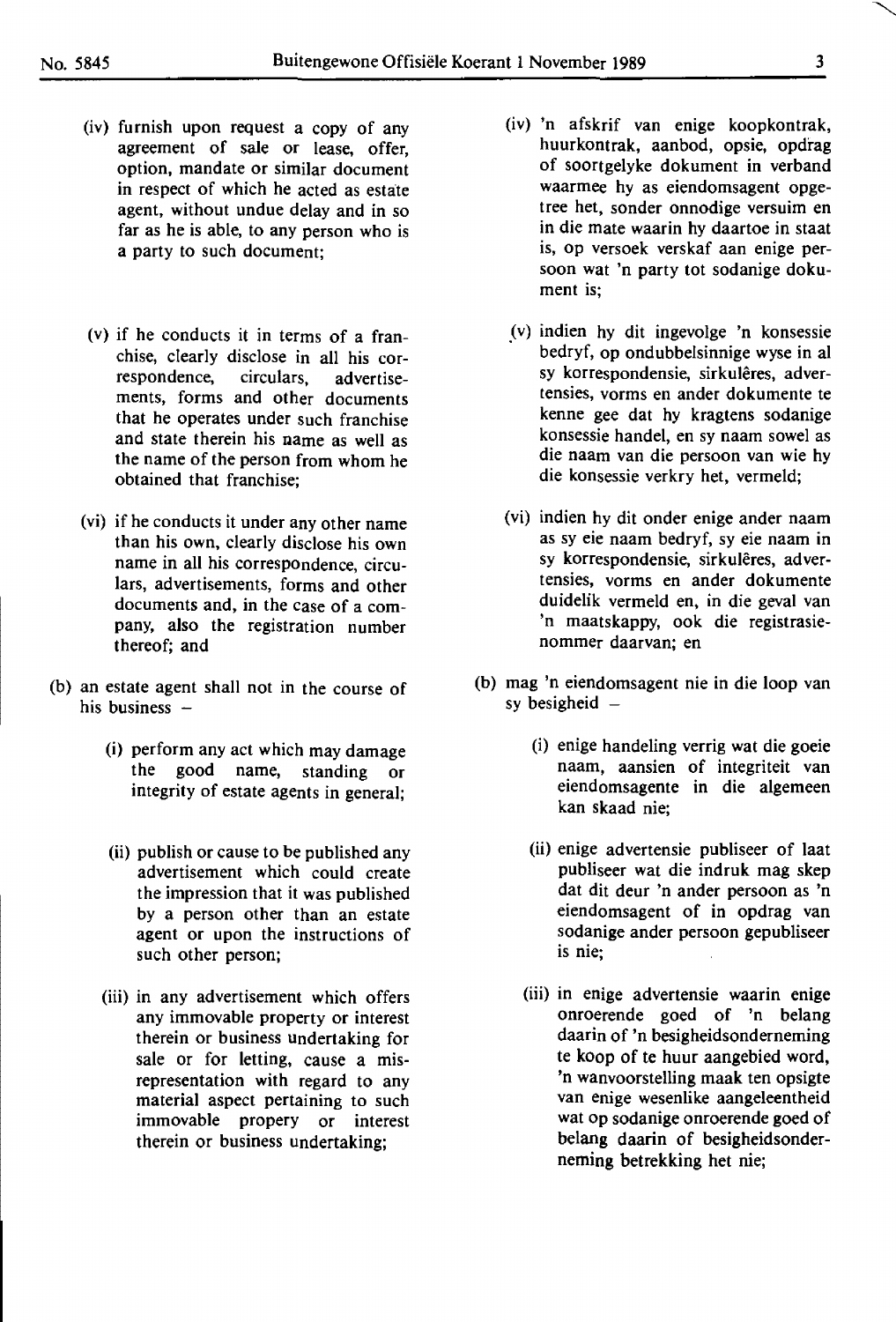(iv) furnish upon request a copy of any agreement of sale or lease, offer, option, mandate or similar document in respect of which he acted as estate agent, without undue delay and in so far as he is able, to any person who is a party to such document;

(v) if he conducts it in terms of a franchise, clearly disclose in all his correspondence, circulars, advertisements, forms and other documents that he operates under such franchise and state therein his name as well as the name of the person from whom he obtained that franchise;

(vi) if he conducts it under any other name than his own, clearly disclose his own name in all his correspondence, circulars, advertisements, forms and other documents and, in the case of a company, also the registration number thereof; and

(b) an estate agent shall not in the course of his business –

(i) perform any act which may damage the good name, standing or integrity of estate agents in general;

(ii) publish or cause to be published any advertisement which could create the impression that it was published by a person other than an estate agent or upon the instructions of such other person;

(iii) in any advertisement which offers any immovable property or interest therein or business undertaking for sale or for letting, cause a misrepresentation with regard to any material aspect pertaining to such immovable propery or interest therein or business undertaking;

(iv) 'n afskrif van enige koopkontrak, huurkontrak, aanbod, opsie, opdrag of soortgelyke dokument in verband waarmee hy as eiendomsagent opgetree het, sonder onnodige versuim en in die mate waarin hy daartoe in staat is, op versoek verskaf aan enige persoon wat 'n party tot sodanige dokument is;

(v) indien hy dit ingevolge 'n konsessie bedryf, op ondubbelsinnige wyse in al sy korrespondensie, sirkulêres, advertensies, vorms en ander dokumente te kenne gee dat hy kragtens sodanige konsessie handel, en sy naam sowel as die naam van die persoon van wie hy die konsessie verkry het, vermeld;

(vi) indien hy dit onder enige ander naam as sy eie naam bedryf, sy eie naam in sy korrespondensie, sirkulêres, advertensies, vorms en ander dokumente duidelik vermeld en, in die geval van 'n maatskappy, ook die registrasienommer daarvan; en

(b) mag 'n eiendomsagent nie in die loop van sy besigheid –

(i) enige handeling verrig wat die goeie naam, aansien of integriteit van eiendomsagente in die algemeen kan skaad nie;

(ii) enige advertensie publiseer of laat publiseer wat die indruk mag skep dat dit deur 'n ander persoon as 'n eiendomsagent of in opdrag van sodanige ander persoon gepubliseer is nie;

(iii) in enige advertensie waarin enige onroerende goed of 'n belang daarin of 'n besigheidsonderneming te koop of te huur aangebied word, 'n wanvoorstelling maak ten opsigte van enige wesenlike aangeleentheid wat op sodanige onroerende goed of belang daarin of besigheidsonderneming betrekking het nie;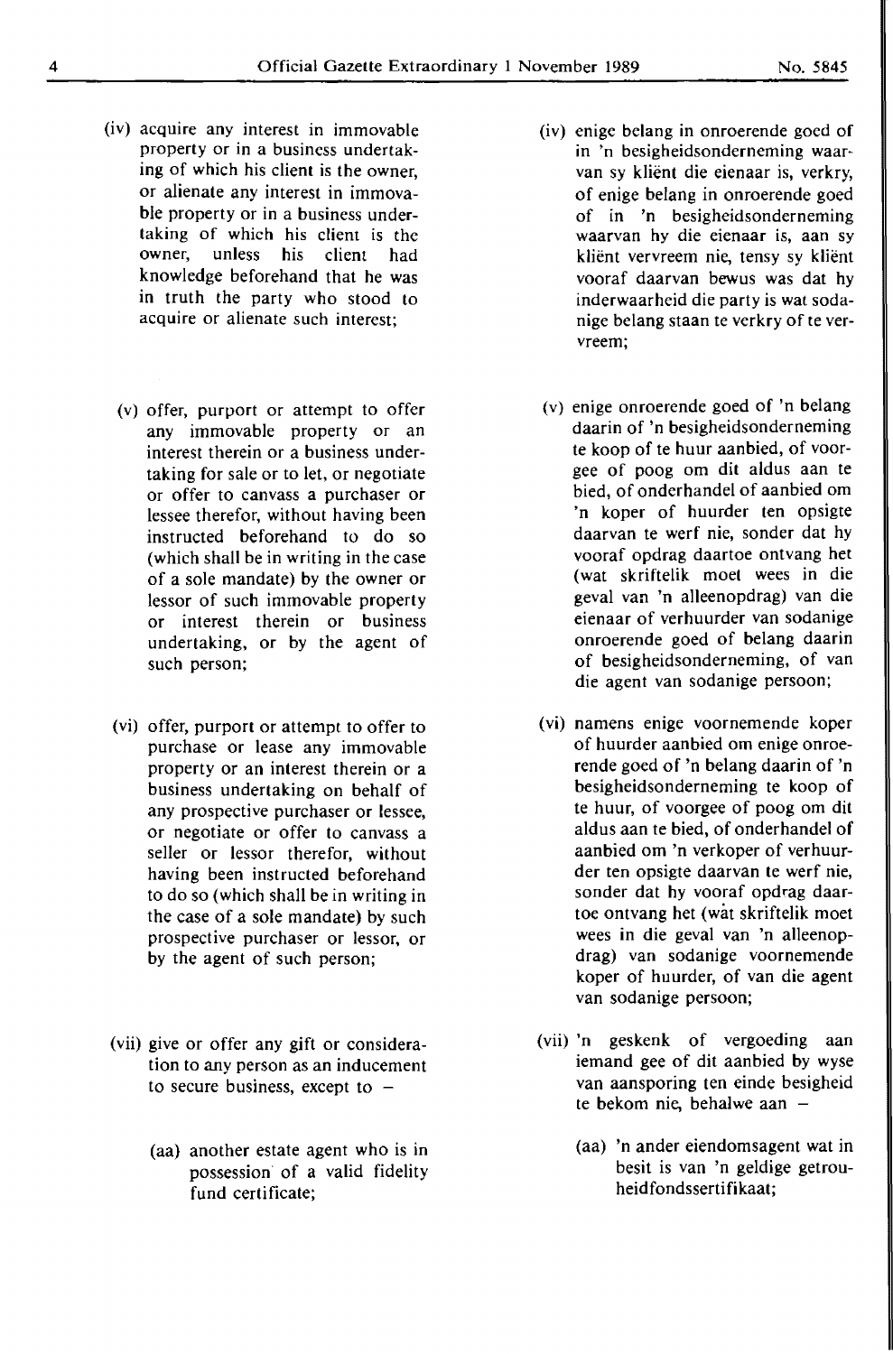(iv) acquire any interest in immovable property or in a business undertaking of which his client is the owner, or alienate any interest in immovable property or in a business undertaking of which his client is the owner, unless his client had knowledge beforehand that he was in truth the party who stood to acquire or alienate such interest;

(v) offer, purport or attempt to offer any immovable property or an interest therein or a business undertaking for sale or to let, or negotiate or offer to canvass a purchaser or lessee therefor, without having been instructed beforehand to do so (which shall be in writing in the case of a sole mandate) by the owner or lessor of such immovable property or interest therein or business undertaking, or by the agent of such person;

(vi) offer, purport or attempt to offer to purchase or lease any immovable property or an interest therein or a business undertaking on behalf of any prospective purchaser or lessee, or negotiate or offer to canvass a seller or lessor therefor, without having been instructed beforehand to do so (which shall be in writing in the case of a sole mandate) by such prospective purchaser or lessor, or by the agent of such person;

(vii) give or offer any gift or consideration to any person as an inducement to secure business, except to –

(aa) another estate agent who is in possession of a valid fidelity fund certificate;

(iv) enige belang in onroerende goed of in 'n besigheidsonderneming waarvan sy kliënt die eienaar is, verkry, of enige belang in onroerende goed of in 'n besigheidsonderneming waarvan hy die eienaar is, aan sy kliënt vervreem nie, tensy sy kliënt vooraf daarvan bewus was dat hy inderwaarheid die party is wat sodanige belang staan te verkry of te vervreem;

(v) enige onroerende goed of 'n belang daarin of 'n besigheidsonderneming te koop of te huur aanbied, of voorgee of poog om dit aldus aan te bied, of onderhandel of aanbied om 'n koper of huurder ten opsigte daarvan te werf nie, sonder dat hy vooraf opdrag daartoe ontvang het (wat skriftelik moet wees in die geval van 'n alleenopdrag) van die eienaar of verhuurder van sodanige onroerende goed of belang daarin of besigheidsonderneming, of van die agent van sodanige persoon;

(vi) namens enige voornemende koper of huurder aanbied om enige onroerende goed of 'n belang daarin of 'n besigheidsonderneming te koop of te huur, of voorgee of poog om dit aldus aan te bied, of onderhandel of aanbied om 'n verkoper of verhuurder ten opsigte daarvan te werf nie, sonder dat hy vooraf opdrag daartoe ontvang het (wat skriftelik moet wees in die geval van 'n alleenopdrag) van sodanige voornemende koper of huurder, of van die agent van sodanige persoon;

(vii) 'n geskenk of vergoeding aan iemand gee of dit aanbied by wyse van aansporing ten einde besigheid te bekom nie, behalwe aan –

(aa) 'n ander eiendomsagent wat in besit is van 'n geldige getrouheidfondssertifikaat;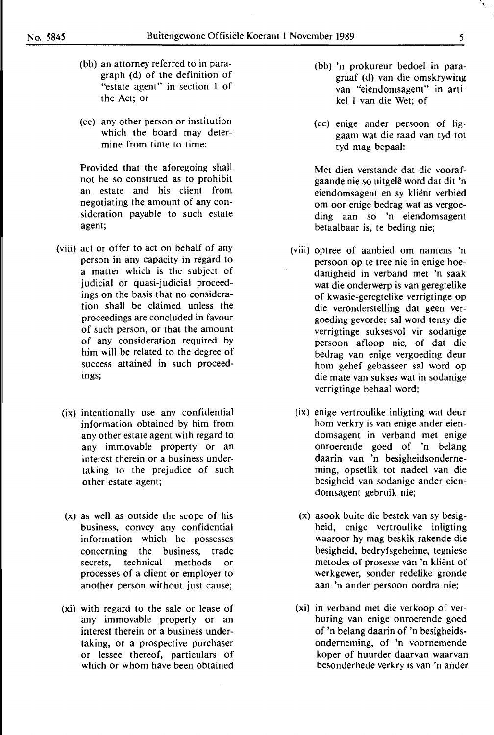(bb) an attorney referred to in paragraph (d) of the definition of "estate agent" in section 1 of the Act; or

(cc) any other person or institution which the board may determine from time to time:

Provided that the aforegoing shall not be so construed as to prohibit an estate and his client from negotiating the amount of any consideration payable to such estate agent;

(viii) act or offer to act on behalf of any person in any capacity in regard to a matter which is the subject of judicial or quasi-judicial proceedings on the basis that no consideration shall be claimed unless the proceedings are concluded in favour of such person, or that the amount of any consideration required by him will be related to the degree of success attained in such proceedings;

(ix) intentionally use any confidential information obtained by him from any other estate agent with regard to any immovable property or an interest therein or a business undertaking to the prejudice of such other estate agent;

(x) as well as outside the scope of his business, convey any confidential information which he possesses concerning the business, trade secrets, technical methods or processes of a client or employer to another person without just cause;

(xi) with regard to the sale or lease of any immovable property or an interest therein or a business undertaking, or a prospective purchaser or lessee thereof, particulars of which or whom have been obtained

(bb) 'n prokureur bedoel in paragraaf (d) van die omskrywing van "eiendomsagent" in artikel 1 van die Wet; of

(cc) enige ander persoon of liggaam wat die raad van tyd tot tyd mag bepaal:

Met dien verstande dat die voorafgaande nie so uitgelê word dat dit 'n eiendomsagent en sy kliënt verbied om oor enige bedrag wat as vergoeding aan so 'n eiendomsagent betaalbaar is, te beding nie;

(viii) optree of aanbied om namens 'n persoon op te tree nie in enige hoedanigheid in verband met 'n saak wat die onderwerp is van geregtelike of kwasie-geregtelike verrigtinge op die veronderstelling dat geen vergoeding gevorder sal word tensy die verrigtinge suksesvol vir sodanige persoon afloop nie, of dat die bedrag van enige vergoeding deur hom gehef gebasseer sal word op die mate van sukses wat in sodanige verrigtinge behaal word;

(ix) enige vertroulike inligting wat deur hom verkry is van enige ander eiendomsagent in verband met enige onroerende goed of 'n belang daarin van 'n besigheidsonderneming, opsetlik tot nadeel van die besigheid van sodanige ander eiendomsagent gebruik nie;

(x) asook buite die bestek van sy besigheid, enige vertroulike inligting waaroor hy mag beskik rakende die besigheid, bedryfsgeheime, tegniese metodes of prosesse van 'n kliënt of werkgewer, sonder redelike gronde aan 'n ander persoon oordra nie;

(xi) in verband met die verkoop of verhuring van enige onroerende goed of 'n belang daarin of 'n besigheidsonderneming, of 'n voornemende koper of huurder daarvan waarvan besonderhede verkry is van 'n ander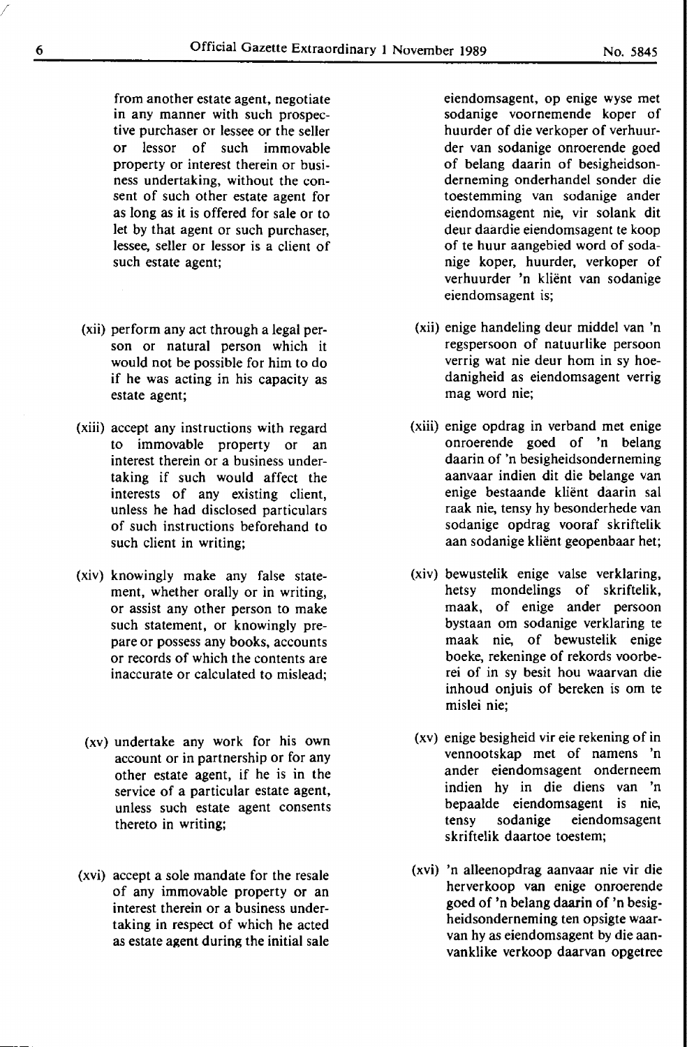from another estate agent, negotiate in any manner with such prospective purchaser or lessee or the seller or lessor of such immovable property or interest therein or business undertaking, without the consent of such other estate agent for as long as it is offered for sale or to let by that agent or such purchaser, lessee, seller or lessor is a client of such estate agent;

(xii) perform any act through a legal person or natural person which it would not be possible for him to do if he was acting in his capacity as estate agent;

(xiii) accept any instructions with regard to immovable property or an interest therein or a business undertaking if such would affect the interests of any existing client, unless he had disclosed particulars of such instructions beforehand to such client in writing;

(xiv) knowingly make any false statement, whether orally or in writing, or assist any other person to make such statement, or knowingly prepare or possess any books, accounts or records of which the contents are inaccurate or calculated to mislead;

(xv) undertake any work for his own account or in partnership or for any other estate agent, if he is in the service of a particular estate agent, unless such estate agent consents thereto in writing;

(xvi) accept a sole mandate for the resale of any immovable property or an interest therein or a business undertaking in respect of which he acted as estate agent during the initial sale

eiendomsagent, op enige wyse met sodanige voornemende koper of huurder of die verkoper of verhuurder van sodanige onroerende goed of belang daarin of besigheidsonderneming onderhandel sonder die toestemming van sodanige ander eiendomsagent nie, vir solank dit deur daardie eiendomsagent te koop of te huur aangebied word of sodanige koper, huurder, verkoper of verhuurder 'n kliënt van sodanige eiendomsagent is;

(xii) enige handeling deur middel van 'n regspersoon of natuurlike persoon verrig wat nie deur hom in sy hoedanigheid as eiendomsagent verrig mag word nie;

(xiii) enige opdrag in verband met enige onroerende goed of 'n belang daarin of 'n besigheidsonderneming aanvaar indien dit die belange van enige bestaande kliënt daarin sal raak nie, tensy hy besonderhede van sodanige opdrag vooraf skriftelik aan sodanige kliënt geopenbaar het;

(xiv) bewustelik enige valse verklaring, hetsy mondelings of skriftelik, maak, of enige ander persoon bystaan om sodanige verklaring te maak nie, of bewustelik enige boeke, rekeninge of rekords voorberei of in sy besit hou waarvan die inhoud onjuis of bereken is om te mislei nie;

(xv) enige besigheid vir eie rekening of in vennootskap met of namens 'n ander eiendomsagent onderneem indien hy in die diens van 'n bepaalde eiendomsagent is nie, tensy sodanige eiendomsagent skriftelik daartoe toestem;

(xvi) 'n alleenopdrag aanvaar nie vir die herverkoop van enige onroerende goed of 'n belang daarin of 'n besigheidsonderneming ten opsigte waarvan hy as eiendomsagent by die aanvanklike verkoop daarvan opgetree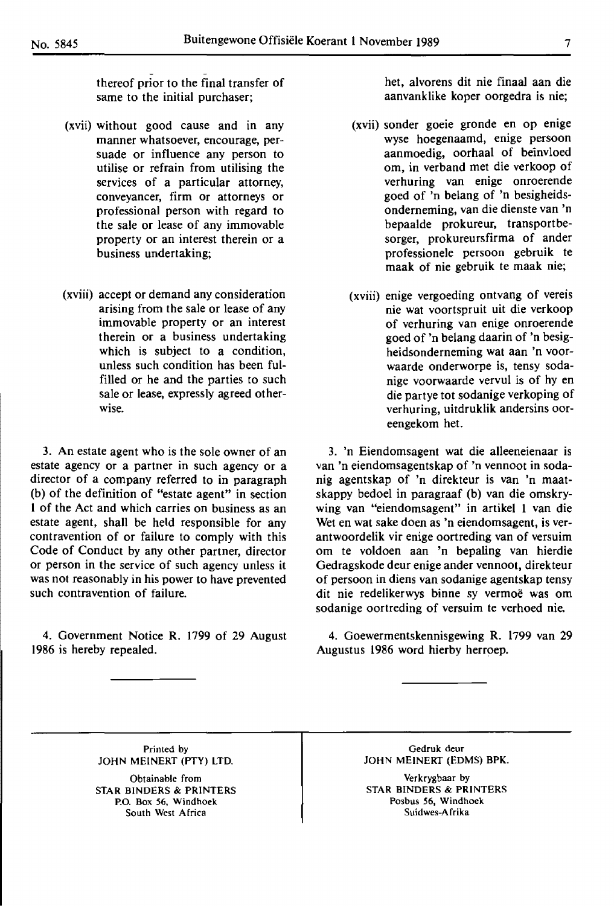thereof prior to the final transfer of same to the initial purchaser;

(xvii) without good cause and in any manner whatsoever, encourage, persuade or influence any person to utilise or refrain from utilising the services of a particular attorney, conveyancer, firm or attorneys or professional person with regard to the sale or lease of any immovable property or an interest therein or a business undertaking;

(xviii) accept or demand any consideration arising from the sale or lease of any immovable property or an interest therein or a business undertaking which is subject to a condition, unless such condition has been fulfilled or he and the parties to such sale or lease, expressly agreed otherwise.

3. An estate agent who is the sole owner of an estate agency or a partner in such agency or a director of a company referred to in paragraph (b) of the definition of "estate agent" in section 1 of the Act and which carries on business as an estate agent, shall be held responsible for any contravention of or failure to comply with this Code of Conduct by any other partner, director or person in the service of such agency unless it was not reasonably in his power to have prevented such contravention of failure.

4. Government Notice R. 1799 of 29 August 1986 is hereby repealed.

het, alvorens dit nie finaal aan die aanvanklike koper oorgedra is nie;

(xvii) sonder goeie gronde en op enige wyse hoegenaamd, enige persoon aanmoedig, oorhaal of beïnvloed om, in verband met die verkoop of verhuring van enige onroerende goed of 'n belang of 'n besigheidsonderneming, van die dienste van 'n bepaalde prokureur, transportbesorger, prokureursfirma of ander professionele persoon gebruik te maak of nie gebruik te maak nie;

(xviii) enige vergoeding ontvang of vereis nie wat voortspruit uit die verkoop of verhuring van enige onroerende goed of 'n belang daarin of 'n besigheidsonderneming wat aan 'n voorwaarde onderworpe is, tensy sodanige voorwaarde vervul is of hy en die partye tot sodanige verkoping of verhuring, uitdruklik andersins ooreengekom het.

3. 'n Eiendomsagent wat die alleeneienaar is van 'n eiendomsagentskap of 'n vennoot in sodanig agentskap of 'n direkteur is van 'n maatskappy bedoel in paragraaf (b) van die omskrywing van "eiendomsagent" in artikel 1 van die Wet en wat sake doen as 'n eiendomsagent, is verantwoordelik vir enige oortreding van of versuim om te voldoen aan 'n bepaling van hierdie Gedragskode deur enige ander vennoot, direkteur of persoon in diens van sodanige agentskap tensy dit nie redelikerwys binne sy vermoë was om sodanige oortreding of versuim te verhoed nie.

4. Goewermentskennisgewing R. 1799 van 29 Augustus 1986 word hierby herroep.

---

Printed by
JOHN MEINERT (PTY) LTD.

Obtainable from
STAR BINDERS & PRINTERS
P.O. Box 56, Windhoek
South West Africa

Gedruk deur
JOHN MEINERT (EDMS) BPK.

Verkrygbaar by
STAR BINDERS & PRINTERS
Posbus 56, Windhoek
Suidwes-Afrika